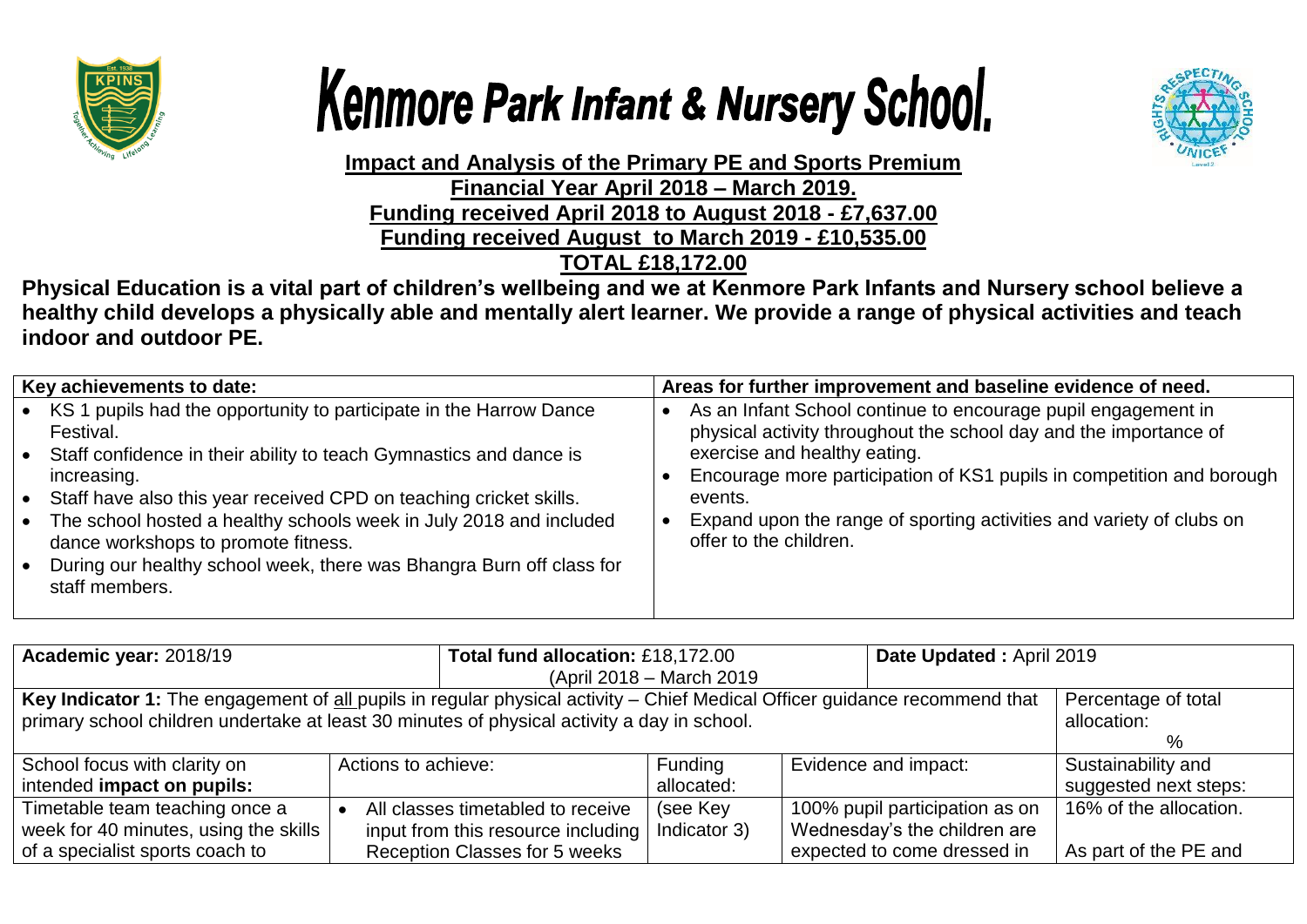# Kenmore Park Infant & Nursery School.

**Impact and Analysis of the Primary PE and Sports Premium**
**Financial Year April 2018 – March 2019.**
**Funding received April 2018 to August 2018 - £7,637.00**
**Funding received August to March 2019 - £10,535.00**
**TOTAL £18,172.00**

**Physical Education is a vital part of children's wellbeing and we at Kenmore Park Infants and Nursery school believe a healthy child develops a physically able and mentally alert learner. We provide a range of physical activities and teach indoor and outdoor PE.**

| Key achievements to date: | Areas for further improvement and baseline evidence of need. |
|---|---|
| • KS 1 pupils had the opportunity to participate in the Harrow Dance Festival.<br>• Staff confidence in their ability to teach Gymnastics and dance is increasing.<br>• Staff have also this year received CPD on teaching cricket skills.<br>• The school hosted a healthy schools week in July 2018 and included dance workshops to promote fitness.<br>• During our healthy school week, there was Bhangra Burn off class for staff members. | • As an Infant School continue to encourage pupil engagement in physical activity throughout the school day and the importance of exercise and healthy eating.<br>• Encourage more participation of KS1 pupils in competition and borough events.<br>• Expand upon the range of sporting activities and variety of clubs on offer to the children. |

| **Academic year:** 2018/19 | | **Total fund allocation:** £18,172.00 (April 2018 – March 2019 | | **Date Updated :** April 2019 | |
|---|---|---|---|---|---|
| **Key Indicator 1:** The engagement of all pupils in regular physical activity – Chief Medical Officer guidance recommend that primary school children undertake at least 30 minutes of physical activity a day in school. | | | | | Percentage of total allocation: % |
| School focus with clarity on intended **impact on pupils:** | Actions to achieve: | | Funding allocated: | Evidence and impact: | Sustainability and suggested next steps: |
| Timetable team teaching once a week for 40 minutes, using the skills of a specialist sports coach to | • All classes timetabled to receive input from this resource including Reception Classes for 5 weeks | | (see Key Indicator 3) | 100% pupil participation as on Wednesday's the children are expected to come dressed in | 16% of the allocation.<br><br>As part of the PE and |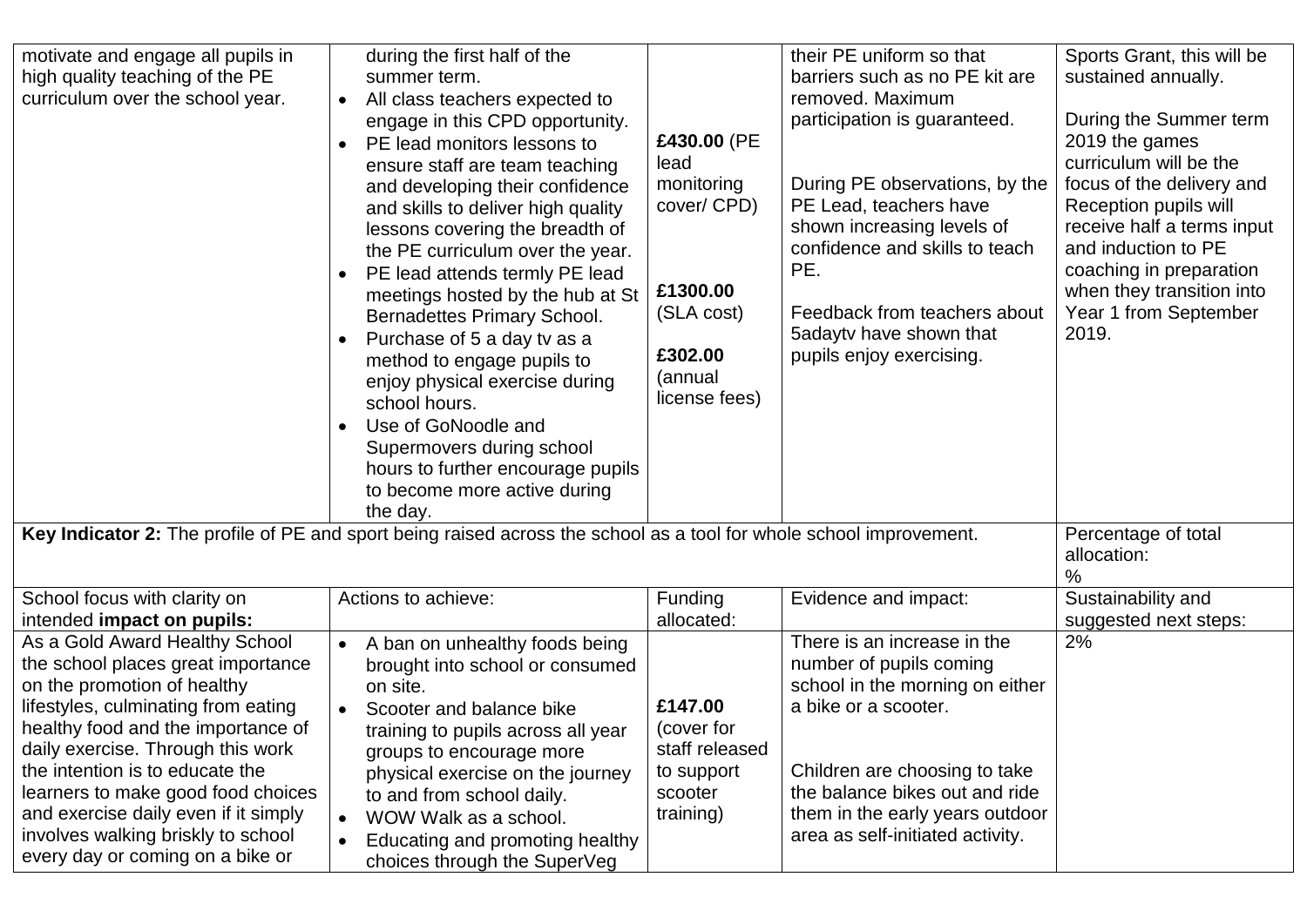| | | | | |
|---|---|---|---|---|
| motivate and engage all pupils in high quality teaching of the PE curriculum over the school year. | during the first half of the summer term.<br>• All class teachers expected to engage in this CPD opportunity.<br>• PE lead monitors lessons to ensure staff are team teaching and developing their confidence and skills to deliver high quality lessons covering the breadth of the PE curriculum over the year.<br>• PE lead attends termly PE lead meetings hosted by the hub at St Bernadettes Primary School.<br>• Purchase of 5 a day tv as a method to engage pupils to enjoy physical exercise during school hours.<br>• Use of GoNoodle and Supermovers during school hours to further encourage pupils to become more active during the day. | **£430.00** (PE lead monitoring cover/ CPD)<br><br>**£1300.00** (SLA cost)<br><br>**£302.00** (annual license fees) | their PE uniform so that barriers such as no PE kit are removed. Maximum participation is guaranteed.<br><br>During PE observations, by the PE Lead, teachers have shown increasing levels of confidence and skills to teach PE.<br><br>Feedback from teachers about 5adaytv have shown that pupils enjoy exercising. | Sports Grant, this will be sustained annually.<br><br>During the Summer term 2019 the games curriculum will be the focus of the delivery and Reception pupils will receive half a terms input and induction to PE coaching in preparation when they transition into Year 1 from September 2019. |
| **Key Indicator 2:** The profile of PE and sport being raised across the school as a tool for whole school improvement. | | | | Percentage of total allocation:<br>% |
| School focus with clarity on intended **impact on pupils:** | Actions to achieve: | Funding allocated: | Evidence and impact: | Sustainability and suggested next steps: |
| As a Gold Award Healthy School the school places great importance on the promotion of healthy lifestyles, culminating from eating healthy food and the importance of daily exercise. Through this work the intention is to educate the learners to make good food choices and exercise daily even if it simply involves walking briskly to school every day or coming on a bike or | • A ban on unhealthy foods being brought into school or consumed on site.<br>• Scooter and balance bike training to pupils across all year groups to encourage more physical exercise on the journey to and from school daily.<br>• WOW Walk as a school.<br>• Educating and promoting healthy choices through the SuperVeg | **£147.00** (cover for staff released to support scooter training) | There is an increase in the number of pupils coming school in the morning on either a bike or a scooter.<br><br>Children are choosing to take the balance bikes out and ride them in the early years outdoor area as self-initiated activity. | 2% |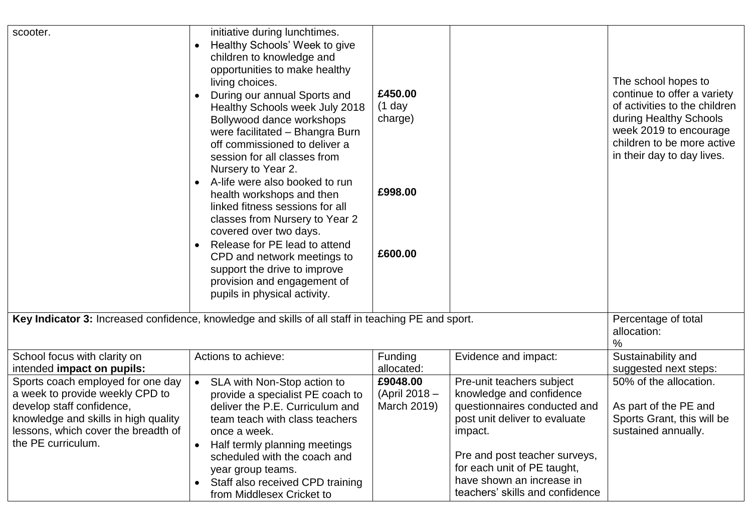| | | | | |
|---|---|---|---|---|
| scooter. | initiative during lunchtimes.<br>• Healthy Schools' Week to give children to knowledge and opportunities to make healthy living choices.<br>• During our annual Sports and Healthy Schools week July 2018 Bollywood dance workshops were facilitated – Bhangra Burn off commissioned to deliver a session for all classes from Nursery to Year 2.<br>• A-life were also booked to run health workshops and then linked fitness sessions for all classes from Nursery to Year 2 covered over two days.<br>• Release for PE lead to attend CPD and network meetings to support the drive to improve provision and engagement of pupils in physical activity. | **£450.00** (1 day charge)<br><br>**£998.00**<br><br>**£600.00** | | The school hopes to continue to offer a variety of activities to the children during Healthy Schools week 2019 to encourage children to be more active in their day to day lives. |
| **Key Indicator 3:** Increased confidence, knowledge and skills of all staff in teaching PE and sport. | | | | Percentage of total allocation:<br>% |
| School focus with clarity on intended **impact on pupils:** | Actions to achieve: | Funding allocated: | Evidence and impact: | Sustainability and suggested next steps: |
| Sports coach employed for one day a week to provide weekly CPD to develop staff confidence, knowledge and skills in high quality lessons, which cover the breadth of the PE curriculum. | • SLA with Non-Stop action to provide a specialist PE coach to deliver the P.E. Curriculum and team teach with class teachers once a week.<br>• Half termly planning meetings scheduled with the coach and year group teams.<br>• Staff also received CPD training from Middlesex Cricket to | **£9048.00** (April 2018 – March 2019) | Pre-unit teachers subject knowledge and confidence questionnaires conducted and post unit deliver to evaluate impact.<br><br>Pre and post teacher surveys, for each unit of PE taught, have shown an increase in teachers' skills and confidence | 50% of the allocation.<br><br>As part of the PE and Sports Grant, this will be sustained annually. |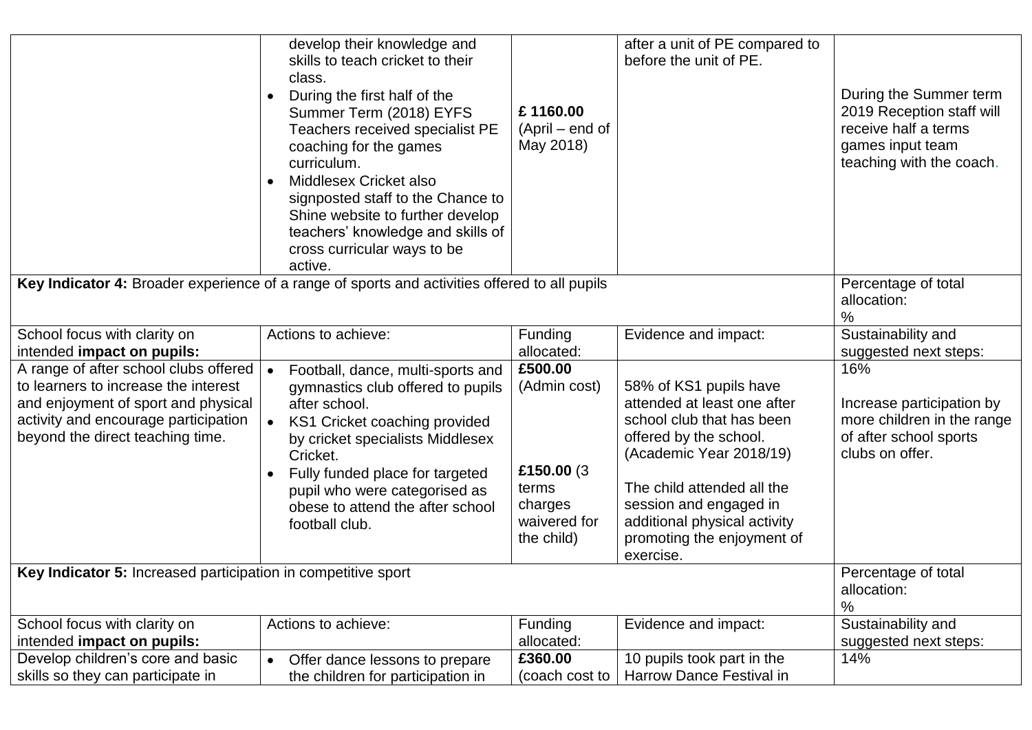| | • develop their knowledge and skills to teach cricket to their class.<br>• During the first half of the Summer Term (2018) EYFS Teachers received specialist PE coaching for the games curriculum.<br>• Middlesex Cricket also signposted staff to the Chance to Shine website to further develop teachers' knowledge and skills of cross curricular ways to be active. | **£ 1160.00** (April – end of May 2018) | after a unit of PE compared to before the unit of PE. | During the Summer term 2019 Reception staff will receive half a terms games input team teaching with the coach. |
|---|---|---|---|---|
| **Key Indicator 4:** Broader experience of a range of sports and activities offered to all pupils | | | | Percentage of total allocation:<br>% |
| School focus with clarity on intended **impact on pupils:** | Actions to achieve: | Funding allocated: | Evidence and impact: | Sustainability and suggested next steps: |
| A range of after school clubs offered to learners to increase the interest and enjoyment of sport and physical activity and encourage participation beyond the direct teaching time. | • Football, dance, multi-sports and gymnastics club offered to pupils after school.<br>• KS1 Cricket coaching provided by cricket specialists Middlesex Cricket.<br>• Fully funded place for targeted pupil who were categorised as obese to attend the after school football club. | **£500.00** (Admin cost)<br><br>**£150.00** (3 terms charges waivered for the child) | 58% of KS1 pupils have attended at least one after school club that has been offered by the school. (Academic Year 2018/19)<br><br>The child attended all the session and engaged in additional physical activity promoting the enjoyment of exercise. | 16%<br><br>Increase participation by more children in the range of after school sports clubs on offer. |
| **Key Indicator 5:** Increased participation in competitive sport | | | | Percentage of total allocation:<br>% |
| School focus with clarity on intended **impact on pupils:** | Actions to achieve: | Funding allocated: | Evidence and impact: | Sustainability and suggested next steps: |
| Develop children's core and basic skills so they can participate in | • Offer dance lessons to prepare the children for participation in | **£360.00** (coach cost to | 10 pupils took part in the Harrow Dance Festival in | 14% |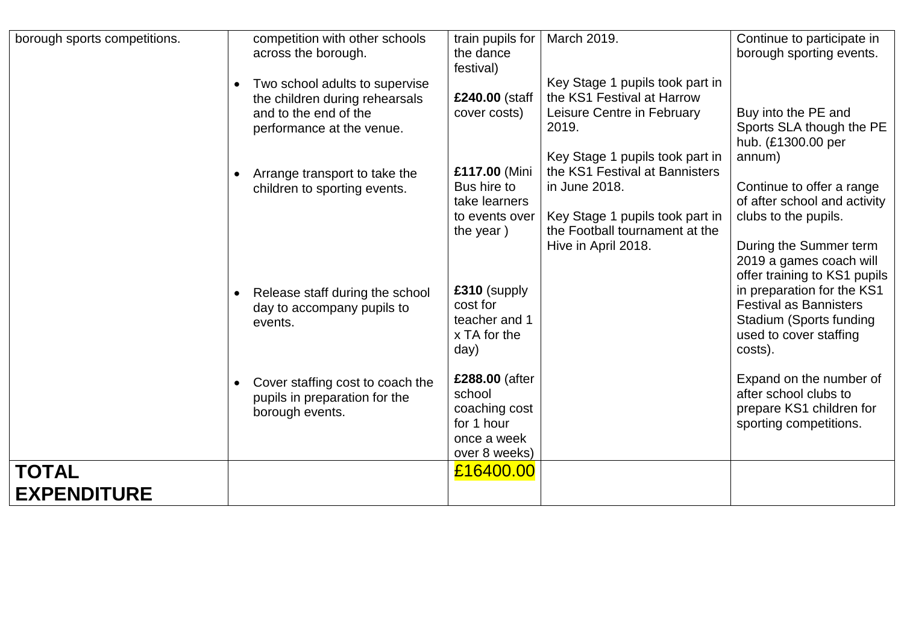| | | | | |
|---|---|---|---|---|
| borough sports competitions. | competition with other schools across the borough.<br>• Two school adults to supervise the children during rehearsals and to the end of the performance at the venue.<br>• Arrange transport to take the children to sporting events.<br>• Release staff during the school day to accompany pupils to events.<br>• Cover staffing cost to coach the pupils in preparation for the borough events. | train pupils for the dance festival)<br>**£240.00** (staff cover costs)<br>**£117.00** (Mini Bus hire to take learners to events over the year )<br>**£310** (supply cost for teacher and 1 x TA for the day)<br>**£288.00** (after school coaching cost for 1 hour once a week over 8 weeks) | March 2019.<br>Key Stage 1 pupils took part in the KS1 Festival at Harrow Leisure Centre in February 2019.<br>Key Stage 1 pupils took part in the KS1 Festival at Bannisters in June 2018.<br>Key Stage 1 pupils took part in the Football tournament at the Hive in April 2018. | Continue to participate in borough sporting events.<br>Buy into the PE and Sports SLA though the PE hub. (£1300.00 per annum)<br>Continue to offer a range of after school and activity clubs to the pupils.<br>During the Summer term 2019 a games coach will offer training to KS1 pupils in preparation for the KS1 Festival as Bannisters Stadium (Sports funding used to cover staffing costs).<br>Expand on the number of after school clubs to prepare KS1 children for sporting competitions. |
| **TOTAL EXPENDITURE** | | £16400.00 | | |